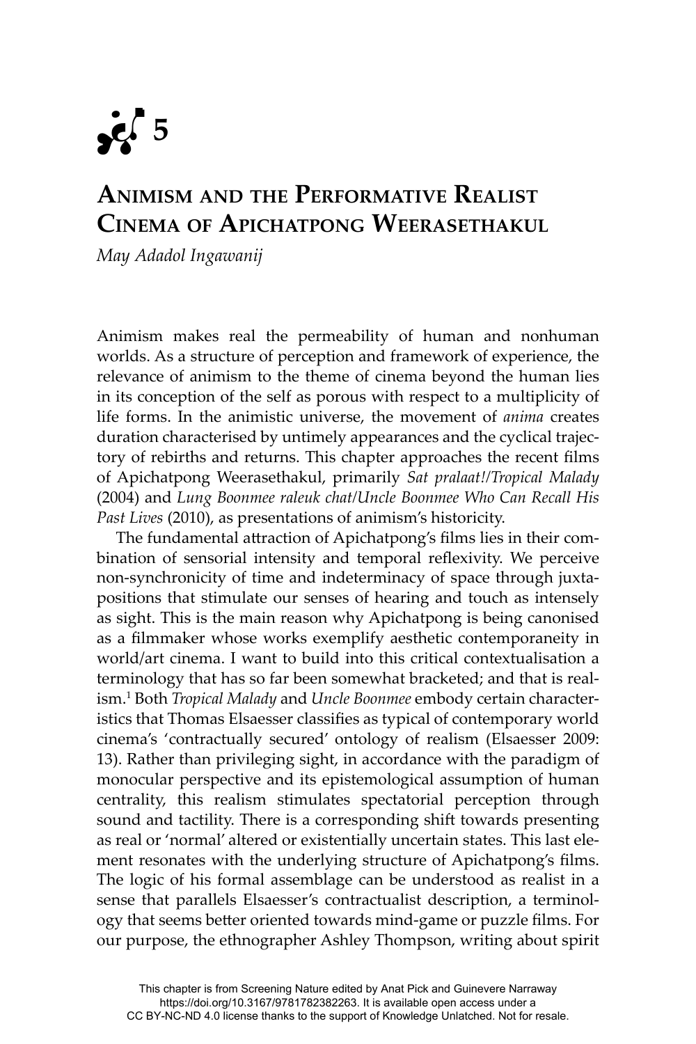# 5

## Animism and the Performative Realist Cinema of Apichatpong Weerasethakul

*May Adadol Ingawanij*

Animism makes real the permeability of human and nonhuman worlds. As a structure of perception and framework of experience, the relevance of animism to the theme of cinema beyond the human lies in its conception of the self as porous with respect to a multiplicity of life forms. In the animistic universe, the movement of *anima* creates duration characterised by untimely appearances and the cyclical trajectory of rebirths and returns. This chapter approaches the recent films of Apichatpong Weerasethakul, primarily *Sat pralaat!*/*Tropical Malady* (2004) and *Lung Boonmee raleuk chat*/*Uncle Boonmee Who Can Recall His Past Lives* (2010), as presentations of animism's historicity.

The fundamental attraction of Apichatpong's films lies in their combination of sensorial intensity and temporal reflexivity. We perceive non-synchronicity of time and indeterminacy of space through juxtapositions that stimulate our senses of hearing and touch as intensely as sight. This is the main reason why Apichatpong is being canonised as a filmmaker whose works exemplify aesthetic contemporaneity in world/art cinema. I want to build into this critical contextualisation a terminology that has so far been somewhat bracketed; and that is realism.[1] Both *Tropical Malady* and *Uncle Boonmee* embody certain characteristics that Thomas Elsaesser classifies as typical of contemporary world cinema's 'contractually secured' ontology of realism (Elsaesser 2009: 13). Rather than privileging sight, in accordance with the paradigm of monocular perspective and its epistemological assumption of human centrality, this realism stimulates spectatorial perception through sound and tactility. There is a corresponding shift towards presenting as real or 'normal' altered or existentially uncertain states. This last element resonates with the underlying structure of Apichatpong's films. The logic of his formal assemblage can be understood as realist in a sense that parallels Elsaesser's contractualist description, a terminology that seems better oriented towards mind-game or puzzle films. For our purpose, the ethnographer Ashley Thompson, writing about spirit

This chapter is from Screening Nature edited by Anat Pick and Guinevere Narraway https://doi.org/10.3167/9781782382263. It is available open access under a CC BY-NC-ND 4.0 license thanks to the support of Knowledge Unlatched. Not for resale.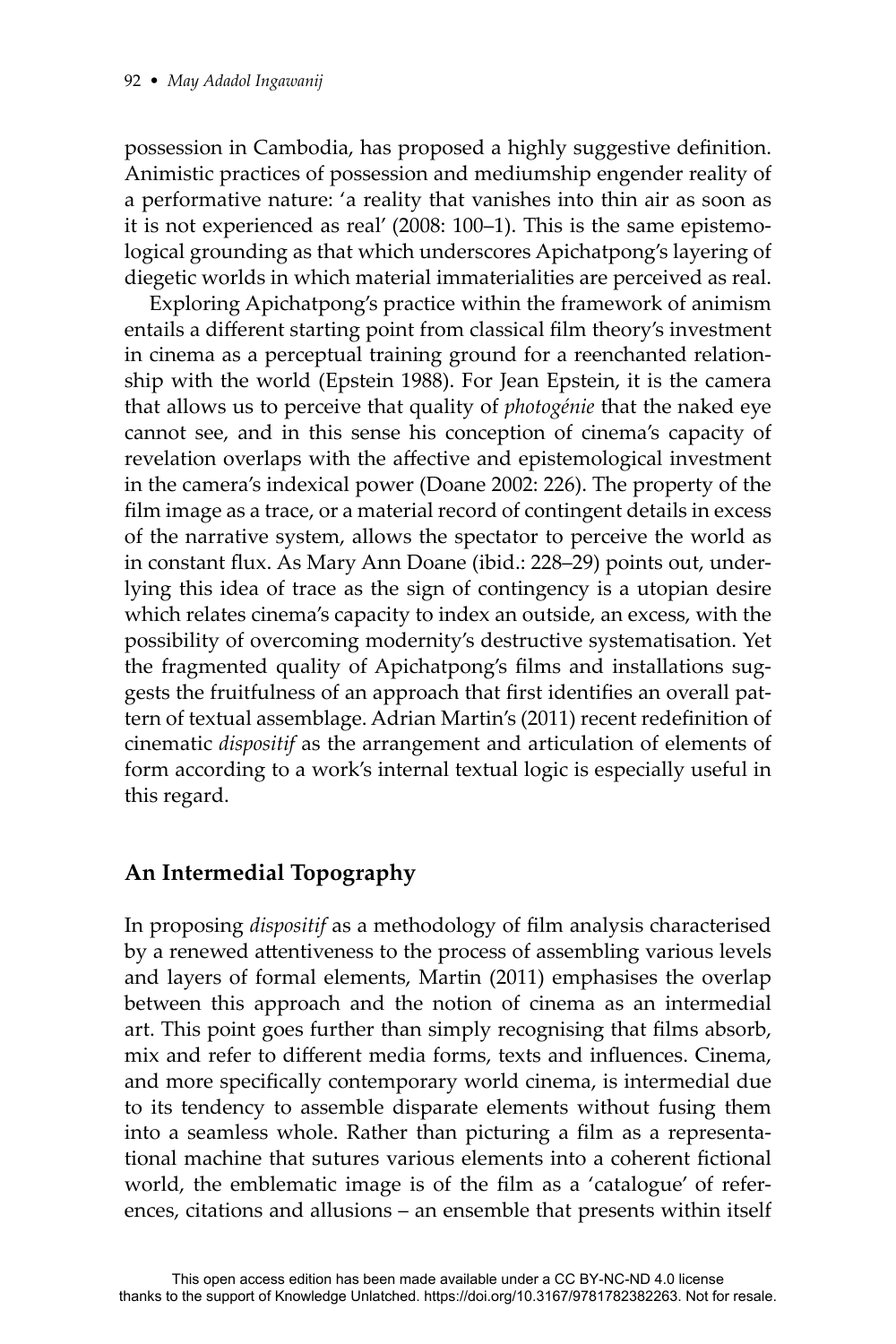possession in Cambodia, has proposed a highly suggestive definition. Animistic practices of possession and mediumship engender reality of a performative nature: 'a reality that vanishes into thin air as soon as it is not experienced as real' (2008: 100–1). This is the same epistemological grounding as that which underscores Apichatpong's layering of diegetic worlds in which material immaterialities are perceived as real.

Exploring Apichatpong's practice within the framework of animism entails a different starting point from classical film theory's investment in cinema as a perceptual training ground for a reenchanted relationship with the world (Epstein 1988). For Jean Epstein, it is the camera that allows us to perceive that quality of *photogénie* that the naked eye cannot see, and in this sense his conception of cinema's capacity of revelation overlaps with the affective and epistemological investment in the camera's indexical power (Doane 2002: 226). The property of the film image as a trace, or a material record of contingent details in excess of the narrative system, allows the spectator to perceive the world as in constant flux. As Mary Ann Doane (ibid.: 228–29) points out, underlying this idea of trace as the sign of contingency is a utopian desire which relates cinema's capacity to index an outside, an excess, with the possibility of overcoming modernity's destructive systematisation. Yet the fragmented quality of Apichatpong's films and installations suggests the fruitfulness of an approach that first identifies an overall pattern of textual assemblage. Adrian Martin's (2011) recent redefinition of cinematic *dispositif* as the arrangement and articulation of elements of form according to a work's internal textual logic is especially useful in this regard.

## An Intermedial Topography

In proposing *dispositif* as a methodology of film analysis characterised by a renewed attentiveness to the process of assembling various levels and layers of formal elements, Martin (2011) emphasises the overlap between this approach and the notion of cinema as an intermedial art. This point goes further than simply recognising that films absorb, mix and refer to different media forms, texts and influences. Cinema, and more specifically contemporary world cinema, is intermedial due to its tendency to assemble disparate elements without fusing them into a seamless whole. Rather than picturing a film as a representational machine that sutures various elements into a coherent fictional world, the emblematic image is of the film as a 'catalogue' of references, citations and allusions – an ensemble that presents within itself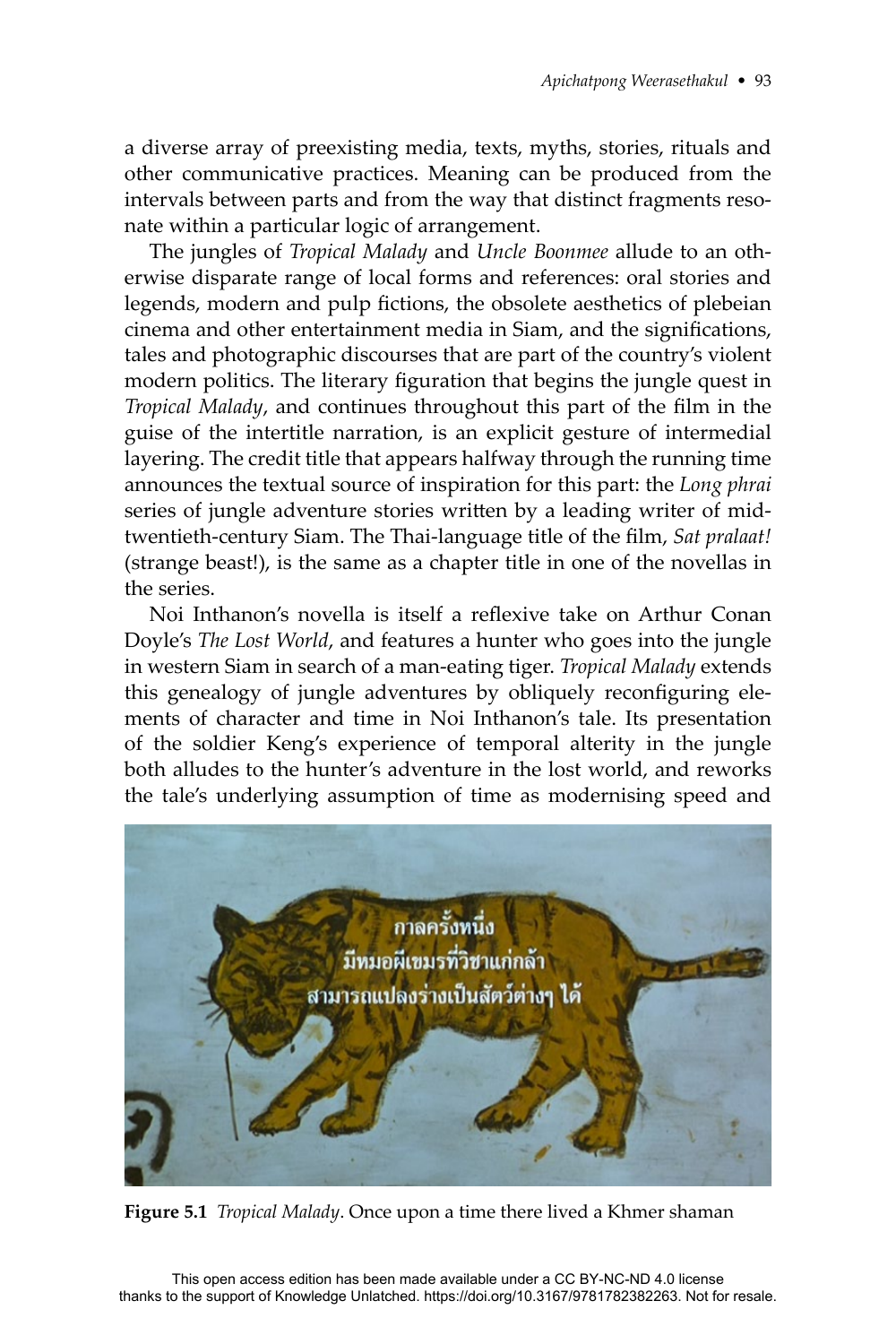a diverse array of preexisting media, texts, myths, stories, rituals and other communicative practices. Meaning can be produced from the intervals between parts and from the way that distinct fragments resonate within a particular logic of arrangement.

The jungles of *Tropical Malady* and *Uncle Boonmee* allude to an otherwise disparate range of local forms and references: oral stories and legends, modern and pulp fictions, the obsolete aesthetics of plebeian cinema and other entertainment media in Siam, and the significations, tales and photographic discourses that are part of the country's violent modern politics. The literary figuration that begins the jungle quest in *Tropical Malady*, and continues throughout this part of the film in the guise of the intertitle narration, is an explicit gesture of intermedial layering. The credit title that appears halfway through the running time announces the textual source of inspiration for this part: the *Long phrai* series of jungle adventure stories written by a leading writer of mid-twentieth-century Siam. The Thai-language title of the film, *Sat pralaat!* (strange beast!), is the same as a chapter title in one of the novellas in the series.

Noi Inthanon's novella is itself a reflexive take on Arthur Conan Doyle's *The Lost World*, and features a hunter who goes into the jungle in western Siam in search of a man-eating tiger. *Tropical Malady* extends this genealogy of jungle adventures by obliquely reconfiguring elements of character and time in Noi Inthanon's tale. Its presentation of the soldier Keng's experience of temporal alterity in the jungle both alludes to the hunter's adventure in the lost world, and reworks the tale's underlying assumption of time as modernising speed and

**Figure 5.1** *Tropical Malady*. Once upon a time there lived a Khmer shaman

This open access edition has been made available under a CC BY-NC-ND 4.0 license thanks to the support of Knowledge Unlatched. https://doi.org/10.3167/9781782382263. Not for resale.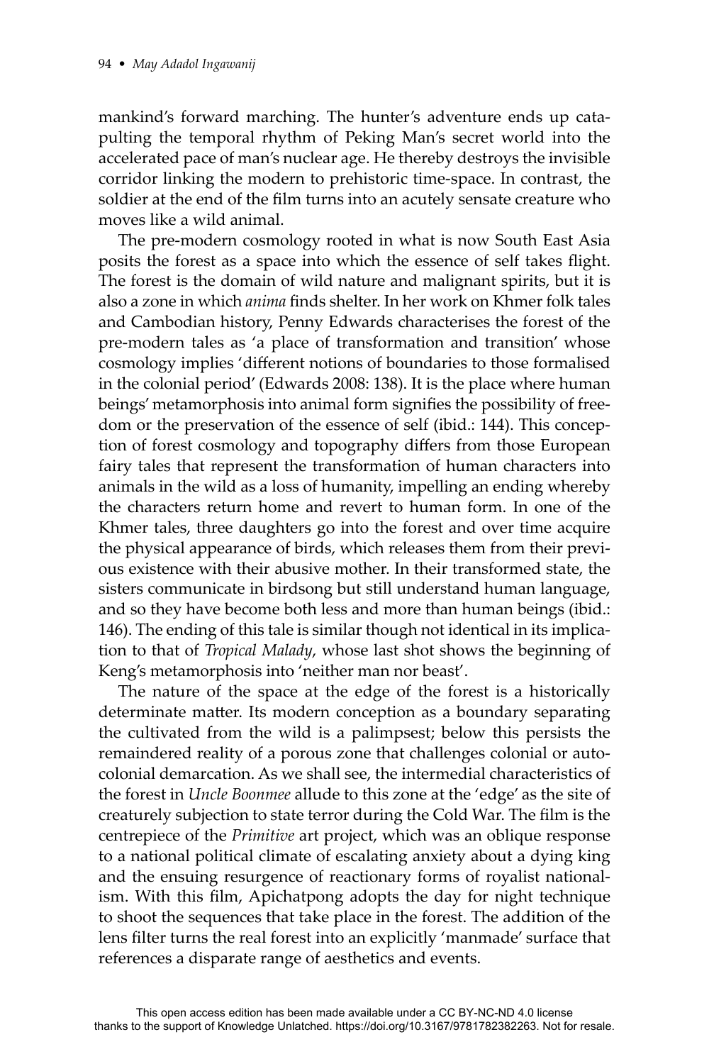mankind's forward marching. The hunter's adventure ends up catapulting the temporal rhythm of Peking Man's secret world into the accelerated pace of man's nuclear age. He thereby destroys the invisible corridor linking the modern to prehistoric time-space. In contrast, the soldier at the end of the film turns into an acutely sensate creature who moves like a wild animal.

The pre-modern cosmology rooted in what is now South East Asia posits the forest as a space into which the essence of self takes flight. The forest is the domain of wild nature and malignant spirits, but it is also a zone in which *anima* finds shelter. In her work on Khmer folk tales and Cambodian history, Penny Edwards characterises the forest of the pre-modern tales as 'a place of transformation and transition' whose cosmology implies 'different notions of boundaries to those formalised in the colonial period' (Edwards 2008: 138). It is the place where human beings' metamorphosis into animal form signifies the possibility of freedom or the preservation of the essence of self (ibid.: 144). This conception of forest cosmology and topography differs from those European fairy tales that represent the transformation of human characters into animals in the wild as a loss of humanity, impelling an ending whereby the characters return home and revert to human form. In one of the Khmer tales, three daughters go into the forest and over time acquire the physical appearance of birds, which releases them from their previous existence with their abusive mother. In their transformed state, the sisters communicate in birdsong but still understand human language, and so they have become both less and more than human beings (ibid.: 146). The ending of this tale is similar though not identical in its implication to that of *Tropical Malady*, whose last shot shows the beginning of Keng's metamorphosis into 'neither man nor beast'.

The nature of the space at the edge of the forest is a historically determinate matter. Its modern conception as a boundary separating the cultivated from the wild is a palimpsest; below this persists the remaindered reality of a porous zone that challenges colonial or autocolonial demarcation. As we shall see, the intermedial characteristics of the forest in *Uncle Boonmee* allude to this zone at the 'edge' as the site of creaturely subjection to state terror during the Cold War. The film is the centrepiece of the *Primitive* art project, which was an oblique response to a national political climate of escalating anxiety about a dying king and the ensuing resurgence of reactionary forms of royalist nationalism. With this film, Apichatpong adopts the day for night technique to shoot the sequences that take place in the forest. The addition of the lens filter turns the real forest into an explicitly 'manmade' surface that references a disparate range of aesthetics and events.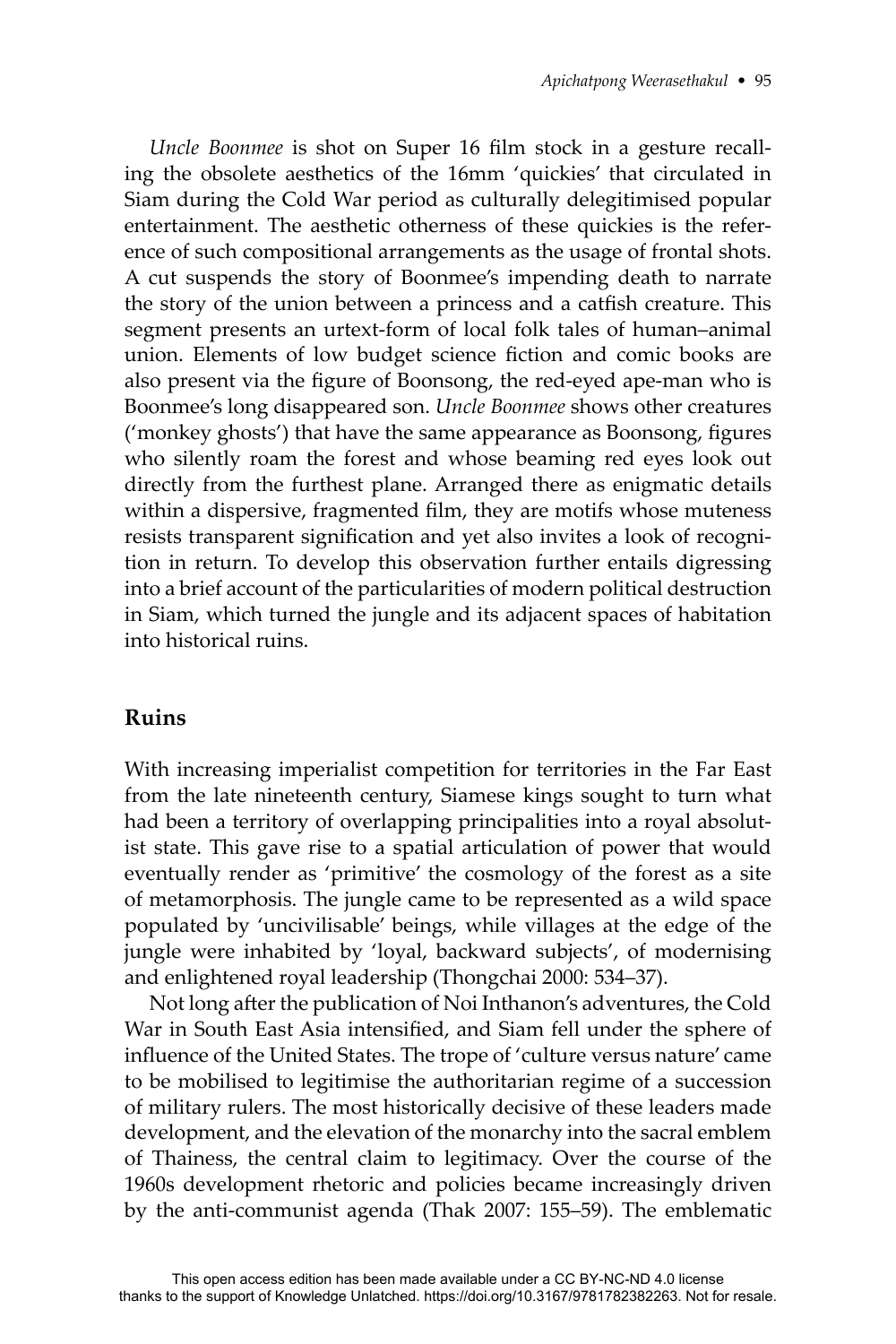*Uncle Boonmee* is shot on Super 16 film stock in a gesture recalling the obsolete aesthetics of the 16mm 'quickies' that circulated in Siam during the Cold War period as culturally delegitimised popular entertainment. The aesthetic otherness of these quickies is the reference of such compositional arrangements as the usage of frontal shots. A cut suspends the story of Boonmee's impending death to narrate the story of the union between a princess and a catfish creature. This segment presents an urtext-form of local folk tales of human–animal union. Elements of low budget science fiction and comic books are also present via the figure of Boonsong, the red-eyed ape-man who is Boonmee's long disappeared son. *Uncle Boonmee* shows other creatures ('monkey ghosts') that have the same appearance as Boonsong, figures who silently roam the forest and whose beaming red eyes look out directly from the furthest plane. Arranged there as enigmatic details within a dispersive, fragmented film, they are motifs whose muteness resists transparent signification and yet also invites a look of recognition in return. To develop this observation further entails digressing into a brief account of the particularities of modern political destruction in Siam, which turned the jungle and its adjacent spaces of habitation into historical ruins.

## Ruins

With increasing imperialist competition for territories in the Far East from the late nineteenth century, Siamese kings sought to turn what had been a territory of overlapping principalities into a royal absolutist state. This gave rise to a spatial articulation of power that would eventually render as 'primitive' the cosmology of the forest as a site of metamorphosis. The jungle came to be represented as a wild space populated by 'uncivilisable' beings, while villages at the edge of the jungle were inhabited by 'loyal, backward subjects', of modernising and enlightened royal leadership (Thongchai 2000: 534–37).

Not long after the publication of Noi Inthanon's adventures, the Cold War in South East Asia intensified, and Siam fell under the sphere of influence of the United States. The trope of 'culture versus nature' came to be mobilised to legitimise the authoritarian regime of a succession of military rulers. The most historically decisive of these leaders made development, and the elevation of the monarchy into the sacral emblem of Thainess, the central claim to legitimacy. Over the course of the 1960s development rhetoric and policies became increasingly driven by the anti-communist agenda (Thak 2007: 155–59). The emblematic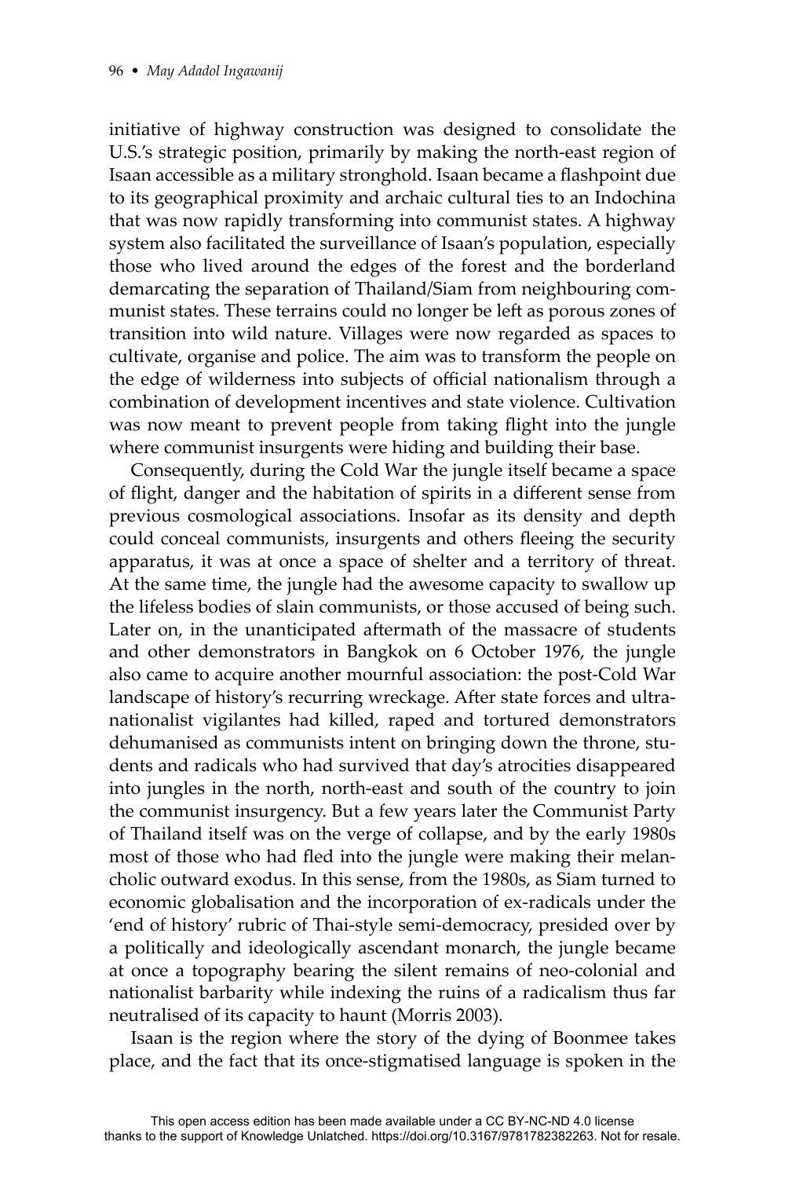initiative of highway construction was designed to consolidate the U.S.'s strategic position, primarily by making the north-east region of Isaan accessible as a military stronghold. Isaan became a flashpoint due to its geographical proximity and archaic cultural ties to an Indochina that was now rapidly transforming into communist states. A highway system also facilitated the surveillance of Isaan's population, especially those who lived around the edges of the forest and the borderland demarcating the separation of Thailand/Siam from neighbouring communist states. These terrains could no longer be left as porous zones of transition into wild nature. Villages were now regarded as spaces to cultivate, organise and police. The aim was to transform the people on the edge of wilderness into subjects of official nationalism through a combination of development incentives and state violence. Cultivation was now meant to prevent people from taking flight into the jungle where communist insurgents were hiding and building their base.

Consequently, during the Cold War the jungle itself became a space of flight, danger and the habitation of spirits in a different sense from previous cosmological associations. Insofar as its density and depth could conceal communists, insurgents and others fleeing the security apparatus, it was at once a space of shelter and a territory of threat. At the same time, the jungle had the awesome capacity to swallow up the lifeless bodies of slain communists, or those accused of being such. Later on, in the unanticipated aftermath of the massacre of students and other demonstrators in Bangkok on 6 October 1976, the jungle also came to acquire another mournful association: the post-Cold War landscape of history's recurring wreckage. After state forces and ultra-nationalist vigilantes had killed, raped and tortured demonstrators dehumanised as communists intent on bringing down the throne, students and radicals who had survived that day's atrocities disappeared into jungles in the north, north-east and south of the country to join the communist insurgency. But a few years later the Communist Party of Thailand itself was on the verge of collapse, and by the early 1980s most of those who had fled into the jungle were making their melancholic outward exodus. In this sense, from the 1980s, as Siam turned to economic globalisation and the incorporation of ex-radicals under the 'end of history' rubric of Thai-style semi-democracy, presided over by a politically and ideologically ascendant monarch, the jungle became at once a topography bearing the silent remains of neo-colonial and nationalist barbarity while indexing the ruins of a radicalism thus far neutralised of its capacity to haunt (Morris 2003).

Isaan is the region where the story of the dying of Boonmee takes place, and the fact that its once-stigmatised language is spoken in the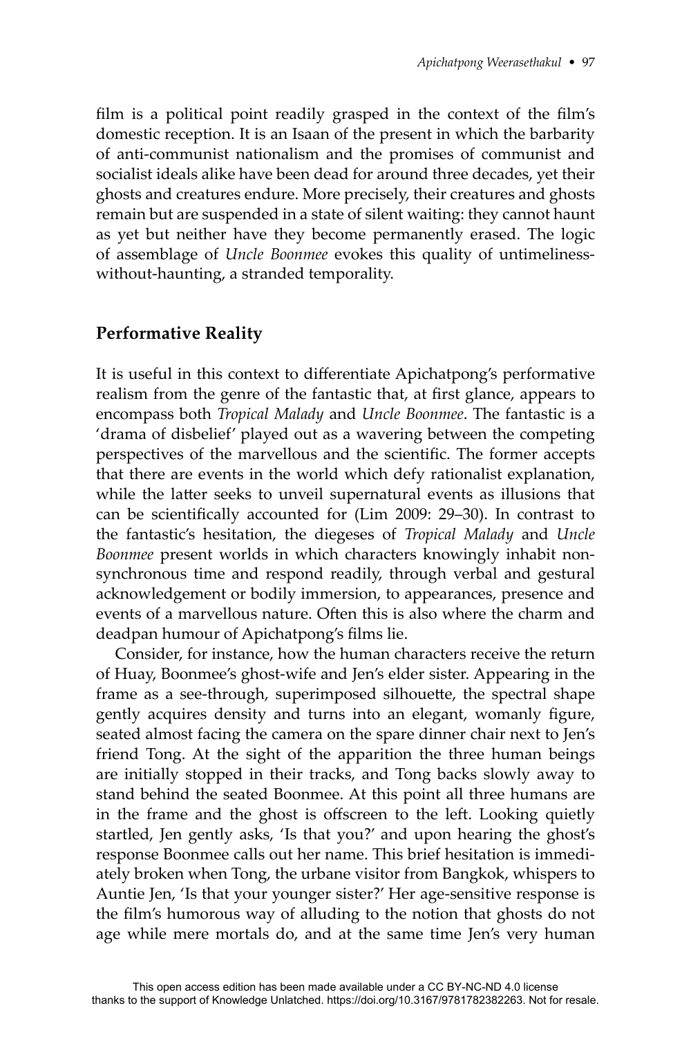film is a political point readily grasped in the context of the film's domestic reception. It is an Isaan of the present in which the barbarity of anti-communist nationalism and the promises of communist and socialist ideals alike have been dead for around three decades, yet their ghosts and creatures endure. More precisely, their creatures and ghosts remain but are suspended in a state of silent waiting: they cannot haunt as yet but neither have they become permanently erased. The logic of assemblage of *Uncle Boonmee* evokes this quality of untimeliness-without-haunting, a stranded temporality.

## Performative Reality

It is useful in this context to differentiate Apichatpong's performative realism from the genre of the fantastic that, at first glance, appears to encompass both *Tropical Malady* and *Uncle Boonmee*. The fantastic is a 'drama of disbelief' played out as a wavering between the competing perspectives of the marvellous and the scientific. The former accepts that there are events in the world which defy rationalist explanation, while the latter seeks to unveil supernatural events as illusions that can be scientifically accounted for (Lim 2009: 29–30). In contrast to the fantastic's hesitation, the diegeses of *Tropical Malady* and *Uncle Boonmee* present worlds in which characters knowingly inhabit non-synchronous time and respond readily, through verbal and gestural acknowledgement or bodily immersion, to appearances, presence and events of a marvellous nature. Often this is also where the charm and deadpan humour of Apichatpong's films lie.

Consider, for instance, how the human characters receive the return of Huay, Boonmee's ghost-wife and Jen's elder sister. Appearing in the frame as a see-through, superimposed silhouette, the spectral shape gently acquires density and turns into an elegant, womanly figure, seated almost facing the camera on the spare dinner chair next to Jen's friend Tong. At the sight of the apparition the three human beings are initially stopped in their tracks, and Tong backs slowly away to stand behind the seated Boonmee. At this point all three humans are in the frame and the ghost is offscreen to the left. Looking quietly startled, Jen gently asks, 'Is that you?' and upon hearing the ghost's response Boonmee calls out her name. This brief hesitation is immediately broken when Tong, the urbane visitor from Bangkok, whispers to Auntie Jen, 'Is that your younger sister?' Her age-sensitive response is the film's humorous way of alluding to the notion that ghosts do not age while mere mortals do, and at the same time Jen's very human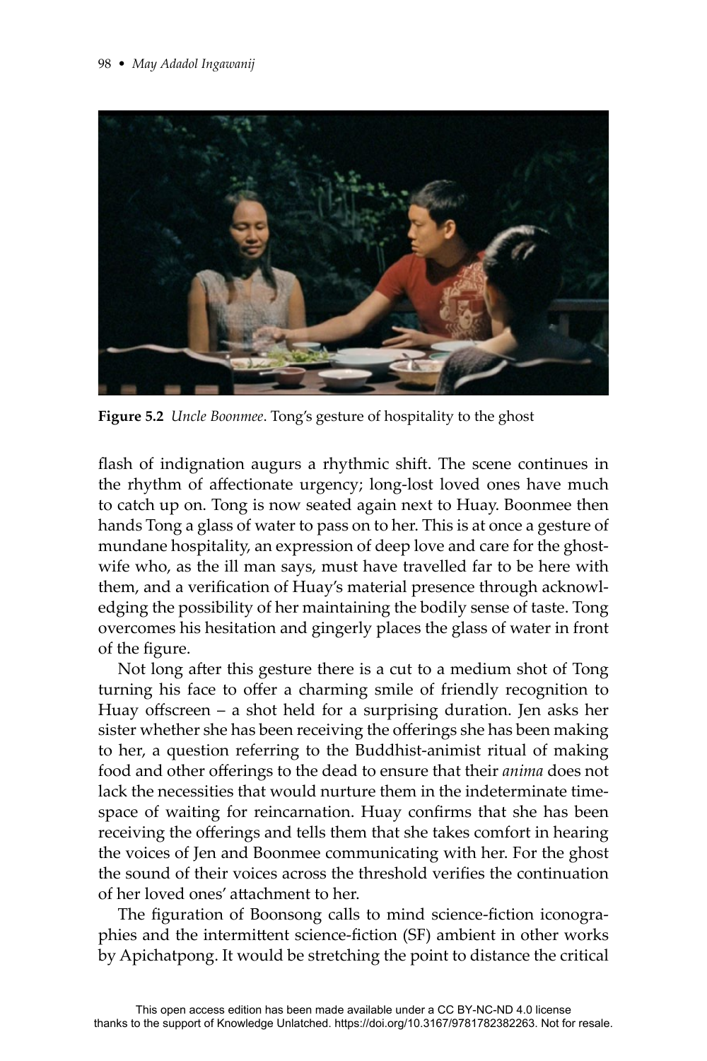**Figure 5.2** *Uncle Boonmee*. Tong's gesture of hospitality to the ghost

flash of indignation augurs a rhythmic shift. The scene continues in the rhythm of affectionate urgency; long-lost loved ones have much to catch up on. Tong is now seated again next to Huay. Boonmee then hands Tong a glass of water to pass on to her. This is at once a gesture of mundane hospitality, an expression of deep love and care for the ghost-wife who, as the ill man says, must have travelled far to be here with them, and a verification of Huay's material presence through acknowledging the possibility of her maintaining the bodily sense of taste. Tong overcomes his hesitation and gingerly places the glass of water in front of the figure.

Not long after this gesture there is a cut to a medium shot of Tong turning his face to offer a charming smile of friendly recognition to Huay offscreen – a shot held for a surprising duration. Jen asks her sister whether she has been receiving the offerings she has been making to her, a question referring to the Buddhist-animist ritual of making food and other offerings to the dead to ensure that their *anima* does not lack the necessities that would nurture them in the indeterminate time-space of waiting for reincarnation. Huay confirms that she has been receiving the offerings and tells them that she takes comfort in hearing the voices of Jen and Boonmee communicating with her. For the ghost the sound of their voices across the threshold verifies the continuation of her loved ones' attachment to her.

The figuration of Boonsong calls to mind science-fiction iconographies and the intermittent science-fiction (SF) ambient in other works by Apichatpong. It would be stretching the point to distance the critical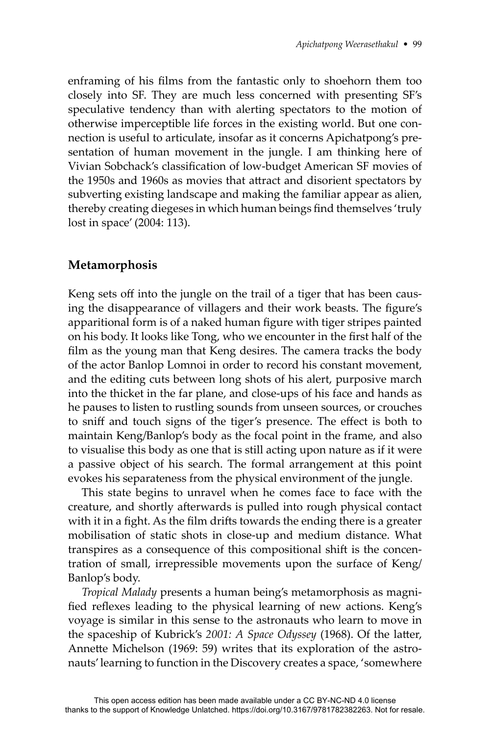enframing of his films from the fantastic only to shoehorn them too closely into SF. They are much less concerned with presenting SF's speculative tendency than with alerting spectators to the motion of otherwise imperceptible life forces in the existing world. But one connection is useful to articulate, insofar as it concerns Apichatpong's presentation of human movement in the jungle. I am thinking here of Vivian Sobchack's classification of low-budget American SF movies of the 1950s and 1960s as movies that attract and disorient spectators by subverting existing landscape and making the familiar appear as alien, thereby creating diegeses in which human beings find themselves 'truly lost in space' (2004: 113).

## Metamorphosis

Keng sets off into the jungle on the trail of a tiger that has been causing the disappearance of villagers and their work beasts. The figure's apparitional form is of a naked human figure with tiger stripes painted on his body. It looks like Tong, who we encounter in the first half of the film as the young man that Keng desires. The camera tracks the body of the actor Banlop Lomnoi in order to record his constant movement, and the editing cuts between long shots of his alert, purposive march into the thicket in the far plane, and close-ups of his face and hands as he pauses to listen to rustling sounds from unseen sources, or crouches to sniff and touch signs of the tiger's presence. The effect is both to maintain Keng/Banlop's body as the focal point in the frame, and also to visualise this body as one that is still acting upon nature as if it were a passive object of his search. The formal arrangement at this point evokes his separateness from the physical environment of the jungle.

This state begins to unravel when he comes face to face with the creature, and shortly afterwards is pulled into rough physical contact with it in a fight. As the film drifts towards the ending there is a greater mobilisation of static shots in close-up and medium distance. What transpires as a consequence of this compositional shift is the concentration of small, irrepressible movements upon the surface of Keng/Banlop's body.

*Tropical Malady* presents a human being's metamorphosis as magnified reflexes leading to the physical learning of new actions. Keng's voyage is similar in this sense to the astronauts who learn to move in the spaceship of Kubrick's *2001: A Space Odyssey* (1968). Of the latter, Annette Michelson (1969: 59) writes that its exploration of the astronauts' learning to function in the Discovery creates a space, 'somewhere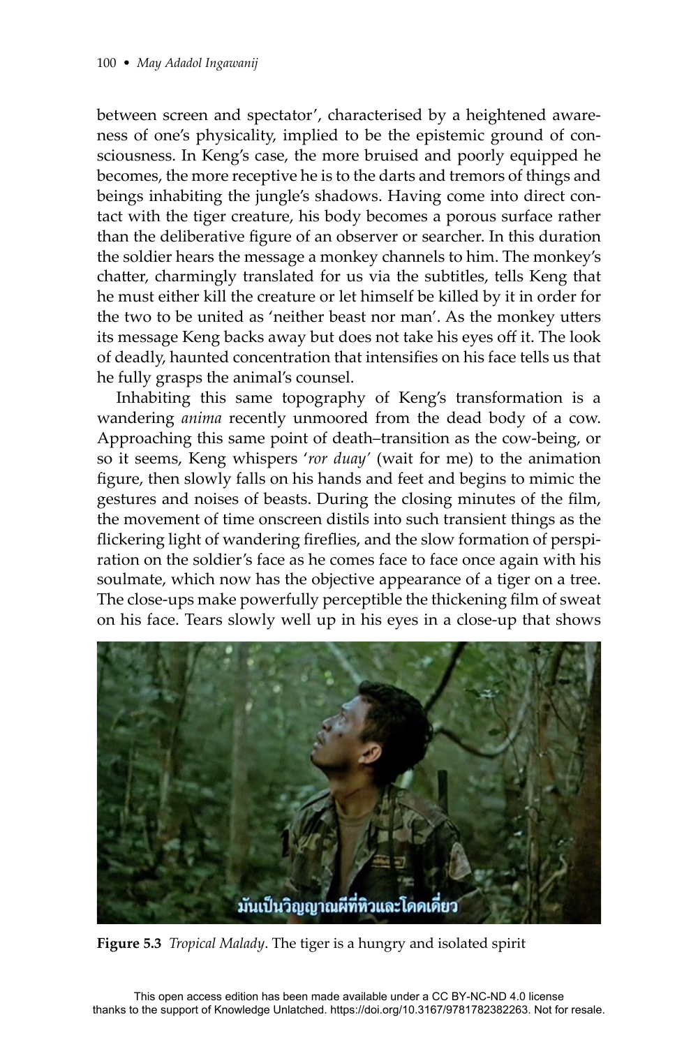between screen and spectator', characterised by a heightened awareness of one's physicality, implied to be the epistemic ground of consciousness. In Keng's case, the more bruised and poorly equipped he becomes, the more receptive he is to the darts and tremors of things and beings inhabiting the jungle's shadows. Having come into direct contact with the tiger creature, his body becomes a porous surface rather than the deliberative figure of an observer or searcher. In this duration the soldier hears the message a monkey channels to him. The monkey's chatter, charmingly translated for us via the subtitles, tells Keng that he must either kill the creature or let himself be killed by it in order for the two to be united as 'neither beast nor man'. As the monkey utters its message Keng backs away but does not take his eyes off it. The look of deadly, haunted concentration that intensifies on his face tells us that he fully grasps the animal's counsel.

Inhabiting this same topography of Keng's transformation is a wandering *anima* recently unmoored from the dead body of a cow. Approaching this same point of death–transition as the cow-being, or so it seems, Keng whispers '*ror duay*' (wait for me) to the animation figure, then slowly falls on his hands and feet and begins to mimic the gestures and noises of beasts. During the closing minutes of the film, the movement of time onscreen distils into such transient things as the flickering light of wandering fireflies, and the slow formation of perspiration on the soldier's face as he comes face to face once again with his soulmate, which now has the objective appearance of a tiger on a tree. The close-ups make powerfully perceptible the thickening film of sweat on his face. Tears slowly well up in his eyes in a close-up that shows

**Figure 5.3** *Tropical Malady*. The tiger is a hungry and isolated spirit

This open access edition has been made available under a CC BY-NC-ND 4.0 license thanks to the support of Knowledge Unlatched. https://doi.org/10.3167/9781782382263. Not for resale.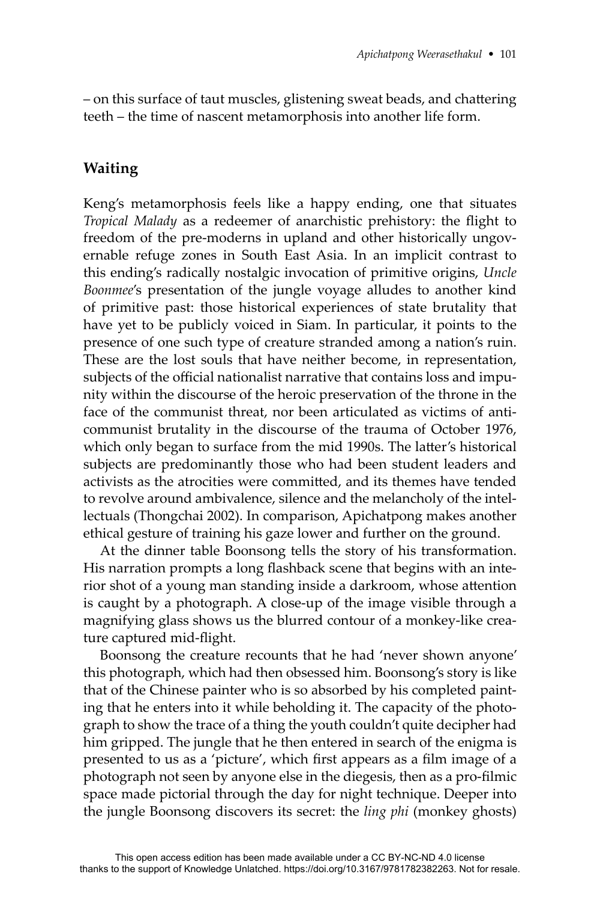– on this surface of taut muscles, glistening sweat beads, and chattering teeth – the time of nascent metamorphosis into another life form.

## Waiting

Keng's metamorphosis feels like a happy ending, one that situates *Tropical Malady* as a redeemer of anarchistic prehistory: the flight to freedom of the pre-moderns in upland and other historically ungovernable refuge zones in South East Asia. In an implicit contrast to this ending's radically nostalgic invocation of primitive origins, *Uncle Boonmee*'s presentation of the jungle voyage alludes to another kind of primitive past: those historical experiences of state brutality that have yet to be publicly voiced in Siam. In particular, it points to the presence of one such type of creature stranded among a nation's ruin. These are the lost souls that have neither become, in representation, subjects of the official nationalist narrative that contains loss and impunity within the discourse of the heroic preservation of the throne in the face of the communist threat, nor been articulated as victims of anti-communist brutality in the discourse of the trauma of October 1976, which only began to surface from the mid 1990s. The latter's historical subjects are predominantly those who had been student leaders and activists as the atrocities were committed, and its themes have tended to revolve around ambivalence, silence and the melancholy of the intellectuals (Thongchai 2002). In comparison, Apichatpong makes another ethical gesture of training his gaze lower and further on the ground.

At the dinner table Boonsong tells the story of his transformation. His narration prompts a long flashback scene that begins with an interior shot of a young man standing inside a darkroom, whose attention is caught by a photograph. A close-up of the image visible through a magnifying glass shows us the blurred contour of a monkey-like creature captured mid-flight.

Boonsong the creature recounts that he had 'never shown anyone' this photograph, which had then obsessed him. Boonsong's story is like that of the Chinese painter who is so absorbed by his completed painting that he enters into it while beholding it. The capacity of the photograph to show the trace of a thing the youth couldn't quite decipher had him gripped. The jungle that he then entered in search of the enigma is presented to us as a 'picture', which first appears as a film image of a photograph not seen by anyone else in the diegesis, then as a pro-filmic space made pictorial through the day for night technique. Deeper into the jungle Boonsong discovers its secret: the *ling phi* (monkey ghosts)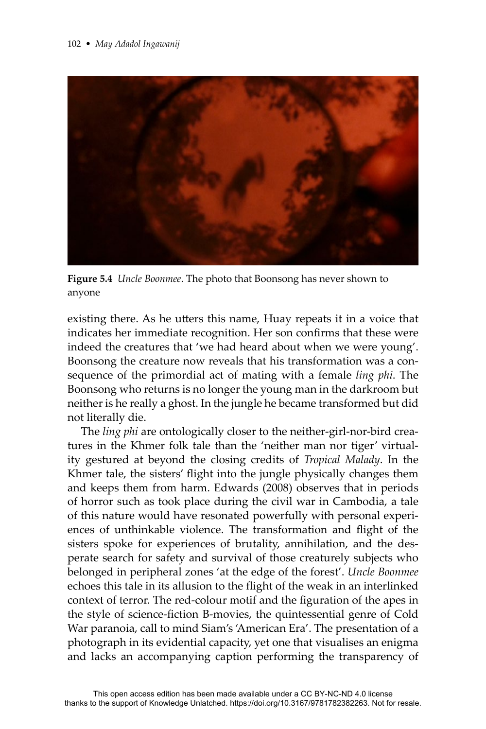**Figure 5.4** *Uncle Boonmee*. The photo that Boonsong has never shown to anyone

existing there. As he utters this name, Huay repeats it in a voice that indicates her immediate recognition. Her son confirms that these were indeed the creatures that 'we had heard about when we were young'. Boonsong the creature now reveals that his transformation was a consequence of the primordial act of mating with a female *ling phi*. The Boonsong who returns is no longer the young man in the darkroom but neither is he really a ghost. In the jungle he became transformed but did not literally die.

The *ling phi* are ontologically closer to the neither-girl-nor-bird creatures in the Khmer folk tale than the 'neither man nor tiger' virtuality gestured at beyond the closing credits of *Tropical Malady*. In the Khmer tale, the sisters' flight into the jungle physically changes them and keeps them from harm. Edwards (2008) observes that in periods of horror such as took place during the civil war in Cambodia, a tale of this nature would have resonated powerfully with personal experiences of unthinkable violence. The transformation and flight of the sisters spoke for experiences of brutality, annihilation, and the desperate search for safety and survival of those creaturely subjects who belonged in peripheral zones 'at the edge of the forest'. *Uncle Boonmee* echoes this tale in its allusion to the flight of the weak in an interlinked context of terror. The red-colour motif and the figuration of the apes in the style of science-fiction B-movies, the quintessential genre of Cold War paranoia, call to mind Siam's 'American Era'. The presentation of a photograph in its evidential capacity, yet one that visualises an enigma and lacks an accompanying caption performing the transparency of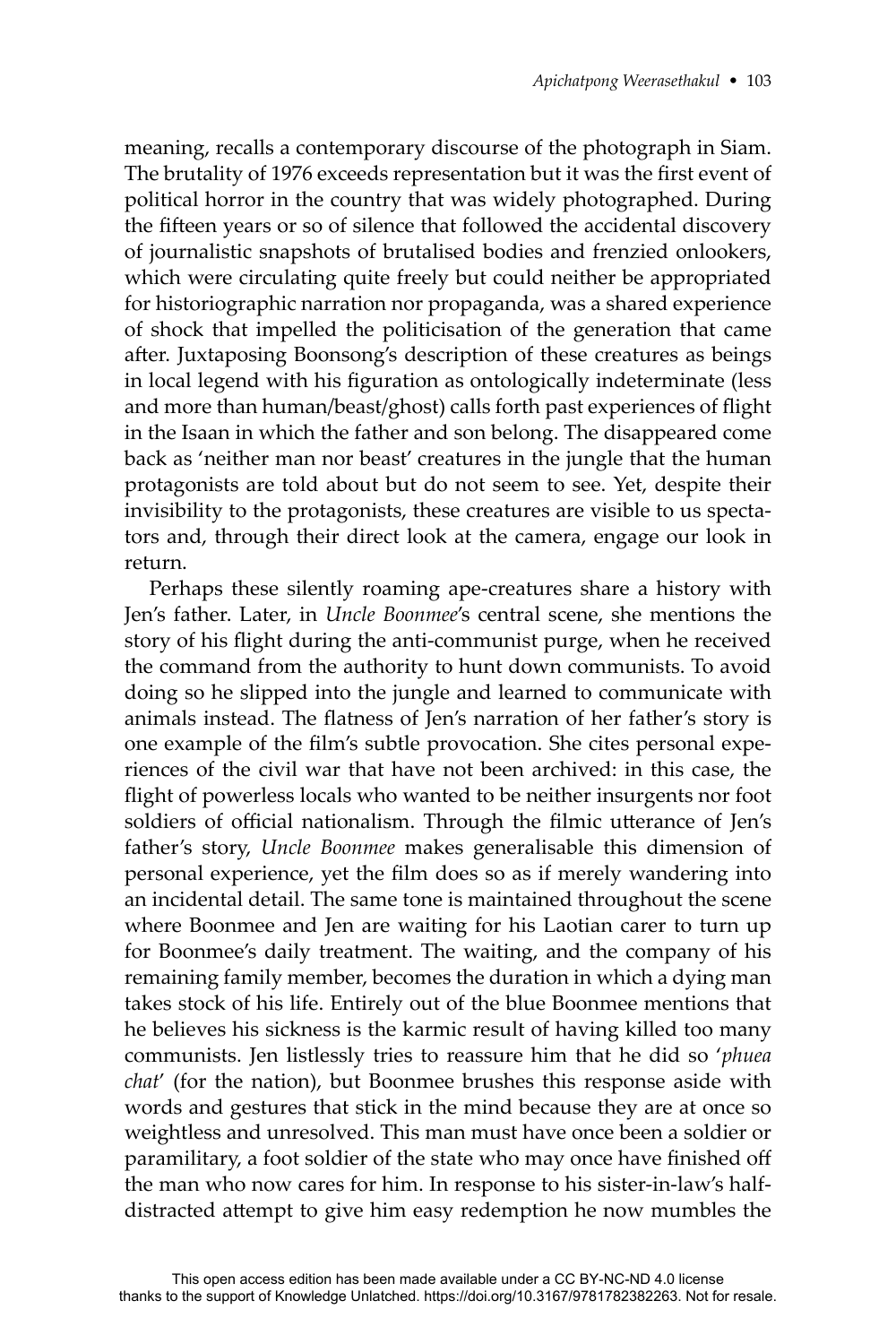meaning, recalls a contemporary discourse of the photograph in Siam. The brutality of 1976 exceeds representation but it was the first event of political horror in the country that was widely photographed. During the fifteen years or so of silence that followed the accidental discovery of journalistic snapshots of brutalised bodies and frenzied onlookers, which were circulating quite freely but could neither be appropriated for historiographic narration nor propaganda, was a shared experience of shock that impelled the politicisation of the generation that came after. Juxtaposing Boonsong's description of these creatures as beings in local legend with his figuration as ontologically indeterminate (less and more than human/beast/ghost) calls forth past experiences of flight in the Isaan in which the father and son belong. The disappeared come back as 'neither man nor beast' creatures in the jungle that the human protagonists are told about but do not seem to see. Yet, despite their invisibility to the protagonists, these creatures are visible to us spectators and, through their direct look at the camera, engage our look in return.

Perhaps these silently roaming ape-creatures share a history with Jen's father. Later, in *Uncle Boonmee*'s central scene, she mentions the story of his flight during the anti-communist purge, when he received the command from the authority to hunt down communists. To avoid doing so he slipped into the jungle and learned to communicate with animals instead. The flatness of Jen's narration of her father's story is one example of the film's subtle provocation. She cites personal experiences of the civil war that have not been archived: in this case, the flight of powerless locals who wanted to be neither insurgents nor foot soldiers of official nationalism. Through the filmic utterance of Jen's father's story, *Uncle Boonmee* makes generalisable this dimension of personal experience, yet the film does so as if merely wandering into an incidental detail. The same tone is maintained throughout the scene where Boonmee and Jen are waiting for his Laotian carer to turn up for Boonmee's daily treatment. The waiting, and the company of his remaining family member, becomes the duration in which a dying man takes stock of his life. Entirely out of the blue Boonmee mentions that he believes his sickness is the karmic result of having killed too many communists. Jen listlessly tries to reassure him that he did so '*phuea chat*' (for the nation), but Boonmee brushes this response aside with words and gestures that stick in the mind because they are at once so weightless and unresolved. This man must have once been a soldier or paramilitary, a foot soldier of the state who may once have finished off the man who now cares for him. In response to his sister-in-law's half-distracted attempt to give him easy redemption he now mumbles the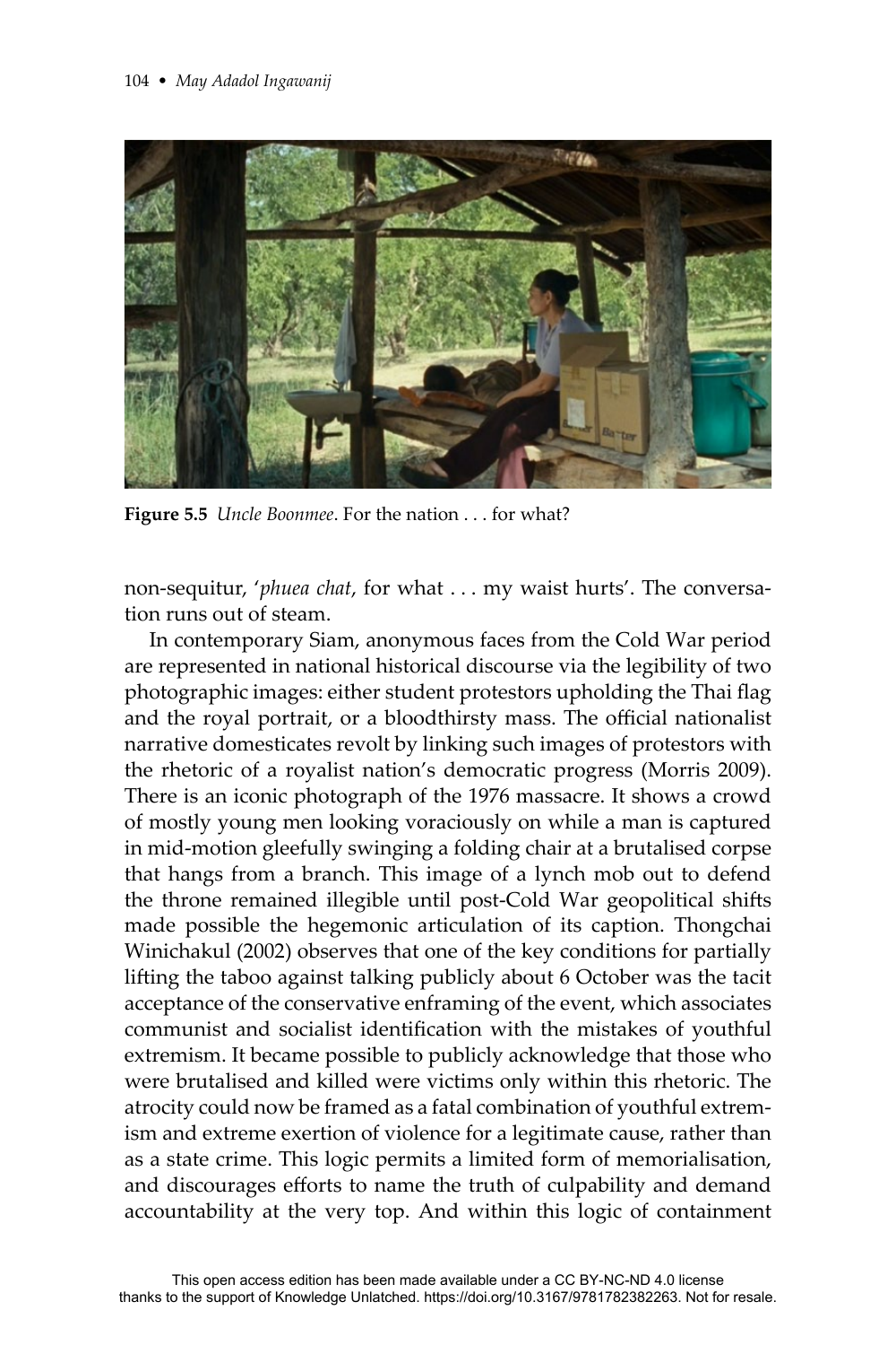**Figure 5.5** *Uncle Boonmee*. For the nation . . . for what?

non-sequitur, '*phuea chat*, for what . . . my waist hurts'. The conversation runs out of steam.

In contemporary Siam, anonymous faces from the Cold War period are represented in national historical discourse via the legibility of two photographic images: either student protestors upholding the Thai flag and the royal portrait, or a bloodthirsty mass. The official nationalist narrative domesticates revolt by linking such images of protestors with the rhetoric of a royalist nation's democratic progress (Morris 2009). There is an iconic photograph of the 1976 massacre. It shows a crowd of mostly young men looking voraciously on while a man is captured in mid-motion gleefully swinging a folding chair at a brutalised corpse that hangs from a branch. This image of a lynch mob out to defend the throne remained illegible until post-Cold War geopolitical shifts made possible the hegemonic articulation of its caption. Thongchai Winichakul (2002) observes that one of the key conditions for partially lifting the taboo against talking publicly about 6 October was the tacit acceptance of the conservative enframing of the event, which associates communist and socialist identification with the mistakes of youthful extremism. It became possible to publicly acknowledge that those who were brutalised and killed were victims only within this rhetoric. The atrocity could now be framed as a fatal combination of youthful extremism and extreme exertion of violence for a legitimate cause, rather than as a state crime. This logic permits a limited form of memorialisation, and discourages efforts to name the truth of culpability and demand accountability at the very top. And within this logic of containment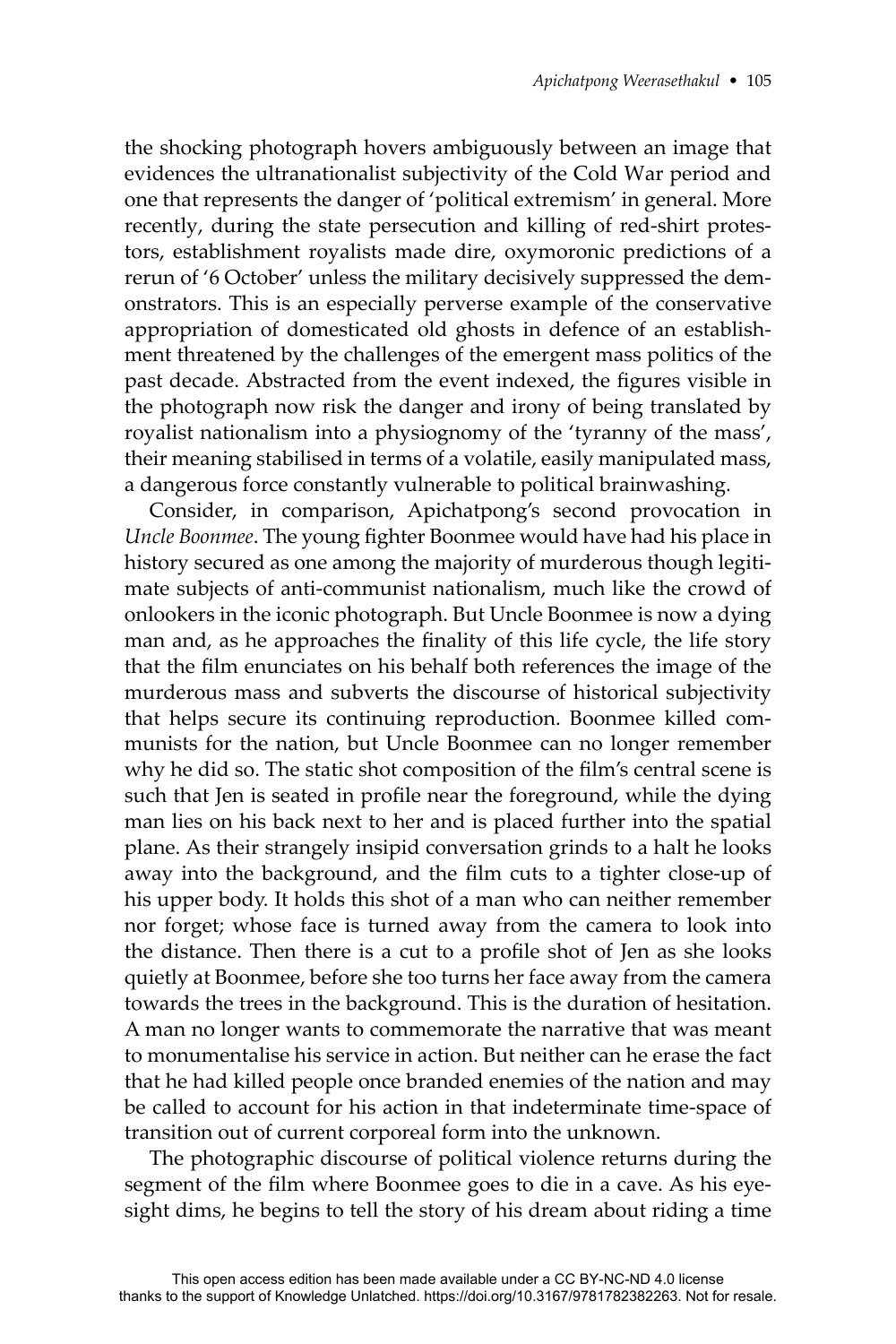the shocking photograph hovers ambiguously between an image that evidences the ultranationalist subjectivity of the Cold War period and one that represents the danger of 'political extremism' in general. More recently, during the state persecution and killing of red-shirt protestors, establishment royalists made dire, oxymoronic predictions of a rerun of '6 October' unless the military decisively suppressed the demonstrators. This is an especially perverse example of the conservative appropriation of domesticated old ghosts in defence of an establishment threatened by the challenges of the emergent mass politics of the past decade. Abstracted from the event indexed, the figures visible in the photograph now risk the danger and irony of being translated by royalist nationalism into a physiognomy of the 'tyranny of the mass', their meaning stabilised in terms of a volatile, easily manipulated mass, a dangerous force constantly vulnerable to political brainwashing.

Consider, in comparison, Apichatpong's second provocation in *Uncle Boonmee*. The young fighter Boonmee would have had his place in history secured as one among the majority of murderous though legitimate subjects of anti-communist nationalism, much like the crowd of onlookers in the iconic photograph. But Uncle Boonmee is now a dying man and, as he approaches the finality of this life cycle, the life story that the film enunciates on his behalf both references the image of the murderous mass and subverts the discourse of historical subjectivity that helps secure its continuing reproduction. Boonmee killed communists for the nation, but Uncle Boonmee can no longer remember why he did so. The static shot composition of the film's central scene is such that Jen is seated in profile near the foreground, while the dying man lies on his back next to her and is placed further into the spatial plane. As their strangely insipid conversation grinds to a halt he looks away into the background, and the film cuts to a tighter close-up of his upper body. It holds this shot of a man who can neither remember nor forget; whose face is turned away from the camera to look into the distance. Then there is a cut to a profile shot of Jen as she looks quietly at Boonmee, before she too turns her face away from the camera towards the trees in the background. This is the duration of hesitation. A man no longer wants to commemorate the narrative that was meant to monumentalise his service in action. But neither can he erase the fact that he had killed people once branded enemies of the nation and may be called to account for his action in that indeterminate time-space of transition out of current corporeal form into the unknown.

The photographic discourse of political violence returns during the segment of the film where Boonmee goes to die in a cave. As his eyesight dims, he begins to tell the story of his dream about riding a time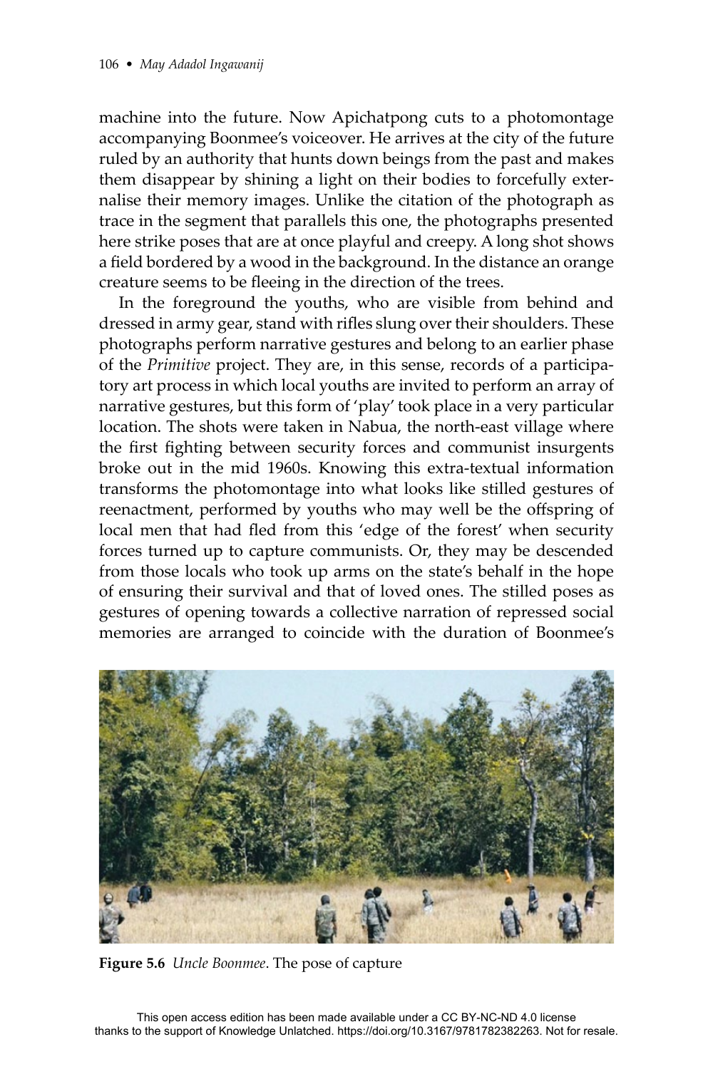machine into the future. Now Apichatpong cuts to a photomontage accompanying Boonmee's voiceover. He arrives at the city of the future ruled by an authority that hunts down beings from the past and makes them disappear by shining a light on their bodies to forcefully externalise their memory images. Unlike the citation of the photograph as trace in the segment that parallels this one, the photographs presented here strike poses that are at once playful and creepy. A long shot shows a field bordered by a wood in the background. In the distance an orange creature seems to be fleeing in the direction of the trees.

In the foreground the youths, who are visible from behind and dressed in army gear, stand with rifles slung over their shoulders. These photographs perform narrative gestures and belong to an earlier phase of the *Primitive* project. They are, in this sense, records of a participatory art process in which local youths are invited to perform an array of narrative gestures, but this form of 'play' took place in a very particular location. The shots were taken in Nabua, the north-east village where the first fighting between security forces and communist insurgents broke out in the mid 1960s. Knowing this extra-textual information transforms the photomontage into what looks like stilled gestures of reenactment, performed by youths who may well be the offspring of local men that had fled from this 'edge of the forest' when security forces turned up to capture communists. Or, they may be descended from those locals who took up arms on the state's behalf in the hope of ensuring their survival and that of loved ones. The stilled poses as gestures of opening towards a collective narration of repressed social memories are arranged to coincide with the duration of Boonmee's

**Figure 5.6** *Uncle Boonmee*. The pose of capture

This open access edition has been made available under a CC BY-NC-ND 4.0 license thanks to the support of Knowledge Unlatched. https://doi.org/10.3167/9781782382263. Not for resale.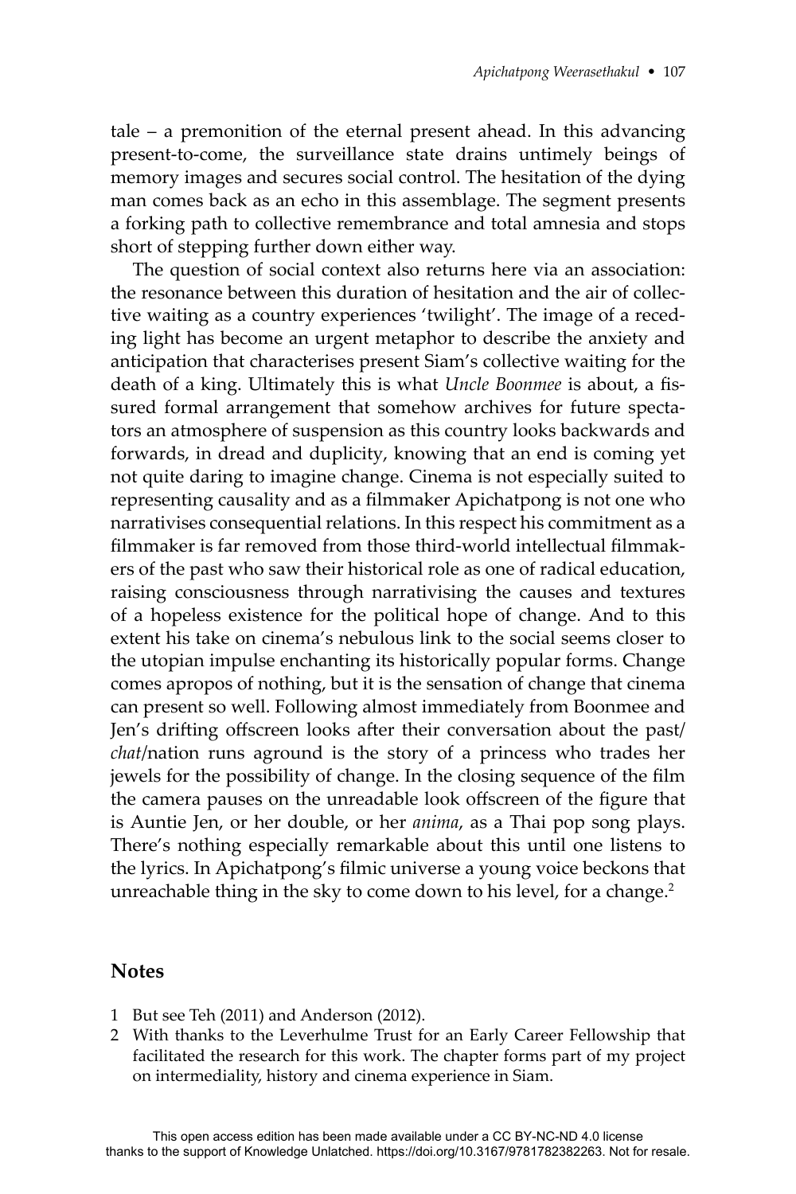tale – a premonition of the eternal present ahead. In this advancing present-to-come, the surveillance state drains untimely beings of memory images and secures social control. The hesitation of the dying man comes back as an echo in this assemblage. The segment presents a forking path to collective remembrance and total amnesia and stops short of stepping further down either way.

The question of social context also returns here via an association: the resonance between this duration of hesitation and the air of collective waiting as a country experiences 'twilight'. The image of a receding light has become an urgent metaphor to describe the anxiety and anticipation that characterises present Siam's collective waiting for the death of a king. Ultimately this is what *Uncle Boonmee* is about, a fissured formal arrangement that somehow archives for future spectators an atmosphere of suspension as this country looks backwards and forwards, in dread and duplicity, knowing that an end is coming yet not quite daring to imagine change. Cinema is not especially suited to representing causality and as a filmmaker Apichatpong is not one who narrativises consequential relations. In this respect his commitment as a filmmaker is far removed from those third-world intellectual filmmakers of the past who saw their historical role as one of radical education, raising consciousness through narrativising the causes and textures of a hopeless existence for the political hope of change. And to this extent his take on cinema's nebulous link to the social seems closer to the utopian impulse enchanting its historically popular forms. Change comes apropos of nothing, but it is the sensation of change that cinema can present so well. Following almost immediately from Boonmee and Jen's drifting offscreen looks after their conversation about the past/*chat*/nation runs aground is the story of a princess who trades her jewels for the possibility of change. In the closing sequence of the film the camera pauses on the unreadable look offscreen of the figure that is Auntie Jen, or her double, or her *anima*, as a Thai pop song plays. There's nothing especially remarkable about this until one listens to the lyrics. In Apichatpong's filmic universe a young voice beckons that unreachable thing in the sky to come down to his level, for a change.[2]

## Notes

1 But see Teh (2011) and Anderson (2012).

2 With thanks to the Leverhulme Trust for an Early Career Fellowship that facilitated the research for this work. The chapter forms part of my project on intermediality, history and cinema experience in Siam.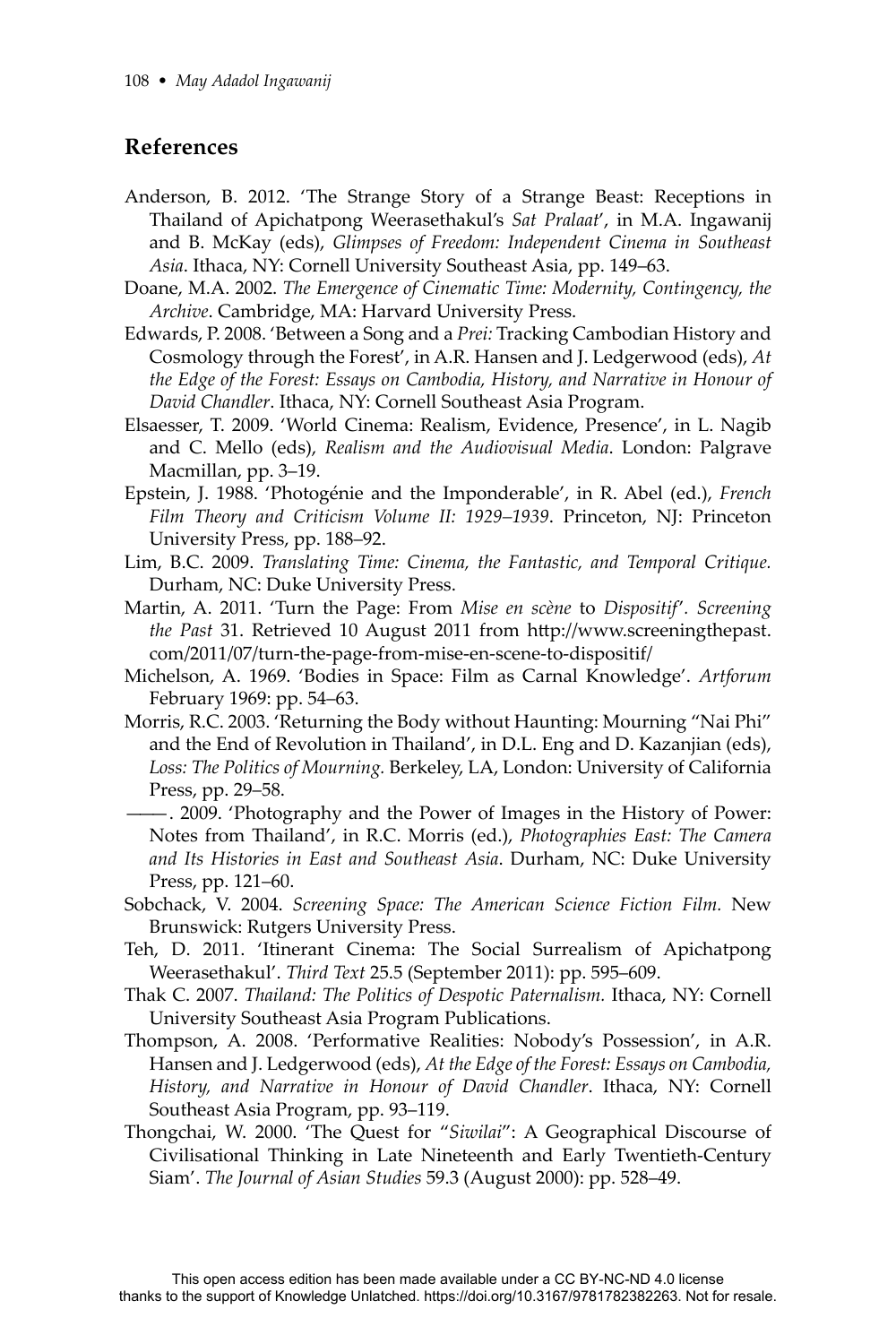## References

Anderson, B. 2012. 'The Strange Story of a Strange Beast: Receptions in Thailand of Apichatpong Weerasethakul's *Sat Pralaat*', in M.A. Ingawanij and B. McKay (eds), *Glimpses of Freedom: Independent Cinema in Southeast Asia*. Ithaca, NY: Cornell University Southeast Asia, pp. 149–63.

Doane, M.A. 2002. *The Emergence of Cinematic Time: Modernity, Contingency, the Archive*. Cambridge, MA: Harvard University Press.

Edwards, P. 2008. 'Between a Song and a *Prei:* Tracking Cambodian History and Cosmology through the Forest', in A.R. Hansen and J. Ledgerwood (eds), *At the Edge of the Forest: Essays on Cambodia, History, and Narrative in Honour of David Chandler*. Ithaca, NY: Cornell Southeast Asia Program.

Elsaesser, T. 2009. 'World Cinema: Realism, Evidence, Presence', in L. Nagib and C. Mello (eds), *Realism and the Audiovisual Media*. London: Palgrave Macmillan, pp. 3–19.

Epstein, J. 1988. 'Photogénie and the Imponderable', in R. Abel (ed.), *French Film Theory and Criticism Volume II: 1929–1939*. Princeton, NJ: Princeton University Press, pp. 188–92.

Lim, B.C. 2009. *Translating Time: Cinema, the Fantastic, and Temporal Critique.* Durham, NC: Duke University Press.

Martin, A. 2011. 'Turn the Page: From *Mise en scène* to *Dispositif*'. *Screening the Past* 31. Retrieved 10 August 2011 from http://www.screeningthepast.com/2011/07/turn-the-page-from-mise-en-scene-to-dispositif/

Michelson, A. 1969. 'Bodies in Space: Film as Carnal Knowledge'. *Artforum* February 1969: pp. 54–63.

Morris, R.C. 2003. 'Returning the Body without Haunting: Mourning "Nai Phi" and the End of Revolution in Thailand', in D.L. Eng and D. Kazanjian (eds), *Loss: The Politics of Mourning.* Berkeley, LA, London: University of California Press, pp. 29–58.

——. 2009. 'Photography and the Power of Images in the History of Power: Notes from Thailand', in R.C. Morris (ed.), *Photographies East: The Camera and Its Histories in East and Southeast Asia*. Durham, NC: Duke University Press, pp. 121–60.

Sobchack, V. 2004. *Screening Space: The American Science Fiction Film.* New Brunswick: Rutgers University Press.

Teh, D. 2011. 'Itinerant Cinema: The Social Surrealism of Apichatpong Weerasethakul'. *Third Text* 25.5 (September 2011): pp. 595–609.

Thak C. 2007. *Thailand: The Politics of Despotic Paternalism.* Ithaca, NY: Cornell University Southeast Asia Program Publications.

Thompson, A. 2008. 'Performative Realities: Nobody's Possession', in A.R. Hansen and J. Ledgerwood (eds), *At the Edge of the Forest: Essays on Cambodia, History, and Narrative in Honour of David Chandler*. Ithaca, NY: Cornell Southeast Asia Program, pp. 93–119.

Thongchai, W. 2000. 'The Quest for "*Siwilai*": A Geographical Discourse of Civilisational Thinking in Late Nineteenth and Early Twentieth-Century Siam'. *The Journal of Asian Studies* 59.3 (August 2000): pp. 528–49.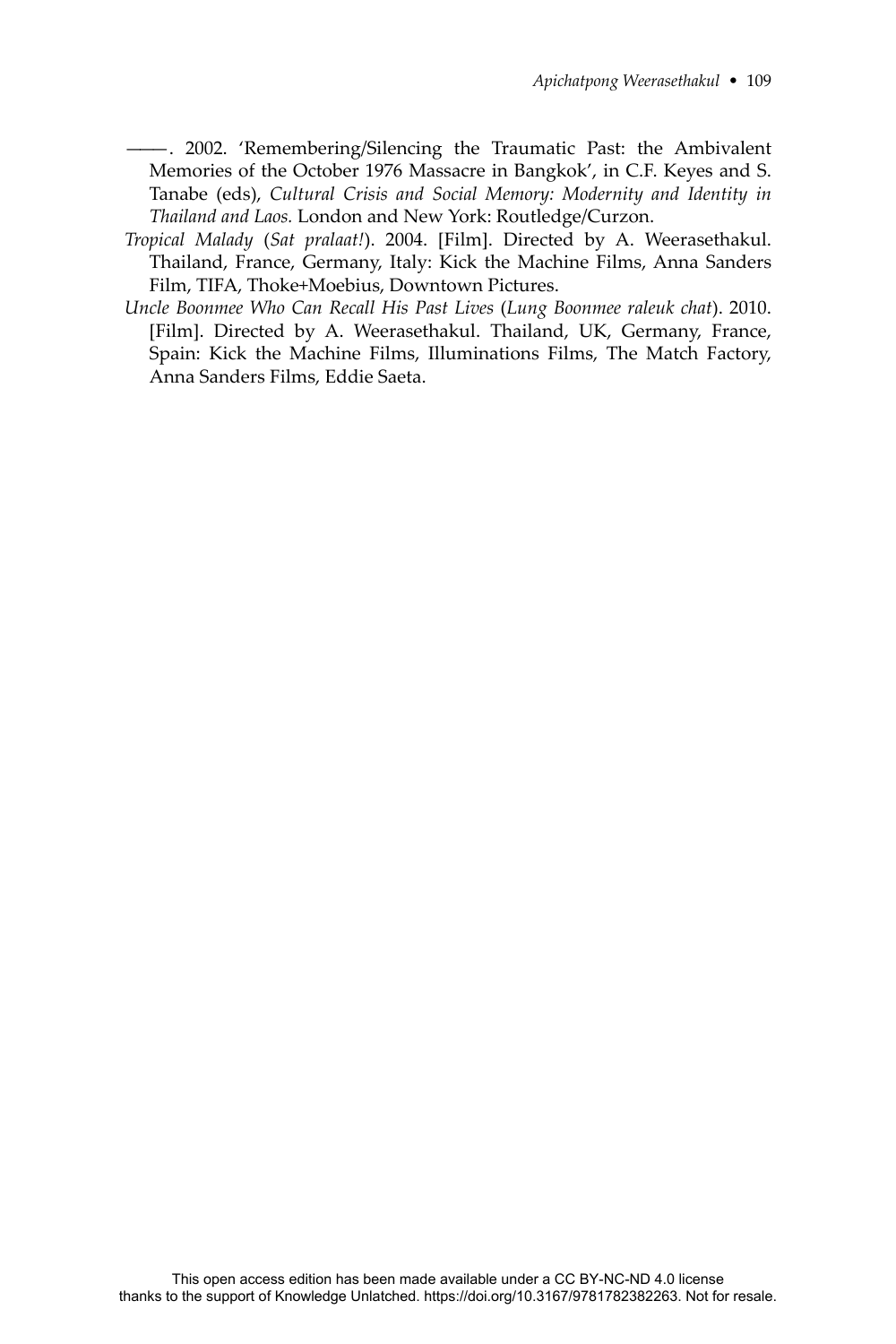———. 2002. 'Remembering/Silencing the Traumatic Past: the Ambivalent Memories of the October 1976 Massacre in Bangkok', in C.F. Keyes and S. Tanabe (eds), *Cultural Crisis and Social Memory: Modernity and Identity in Thailand and Laos.* London and New York: Routledge/Curzon.

*Tropical Malady* (*Sat pralaat!*). 2004. [Film]. Directed by A. Weerasethakul. Thailand, France, Germany, Italy: Kick the Machine Films, Anna Sanders Film, TIFA, Thoke+Moebius, Downtown Pictures.

*Uncle Boonmee Who Can Recall His Past Lives* (*Lung Boonmee raleuk chat*). 2010. [Film]. Directed by A. Weerasethakul. Thailand, UK, Germany, France, Spain: Kick the Machine Films, Illuminations Films, The Match Factory, Anna Sanders Films, Eddie Saeta.

This open access edition has been made available under a CC BY-NC-ND 4.0 license thanks to the support of Knowledge Unlatched. https://doi.org/10.3167/9781782382263. Not for resale.